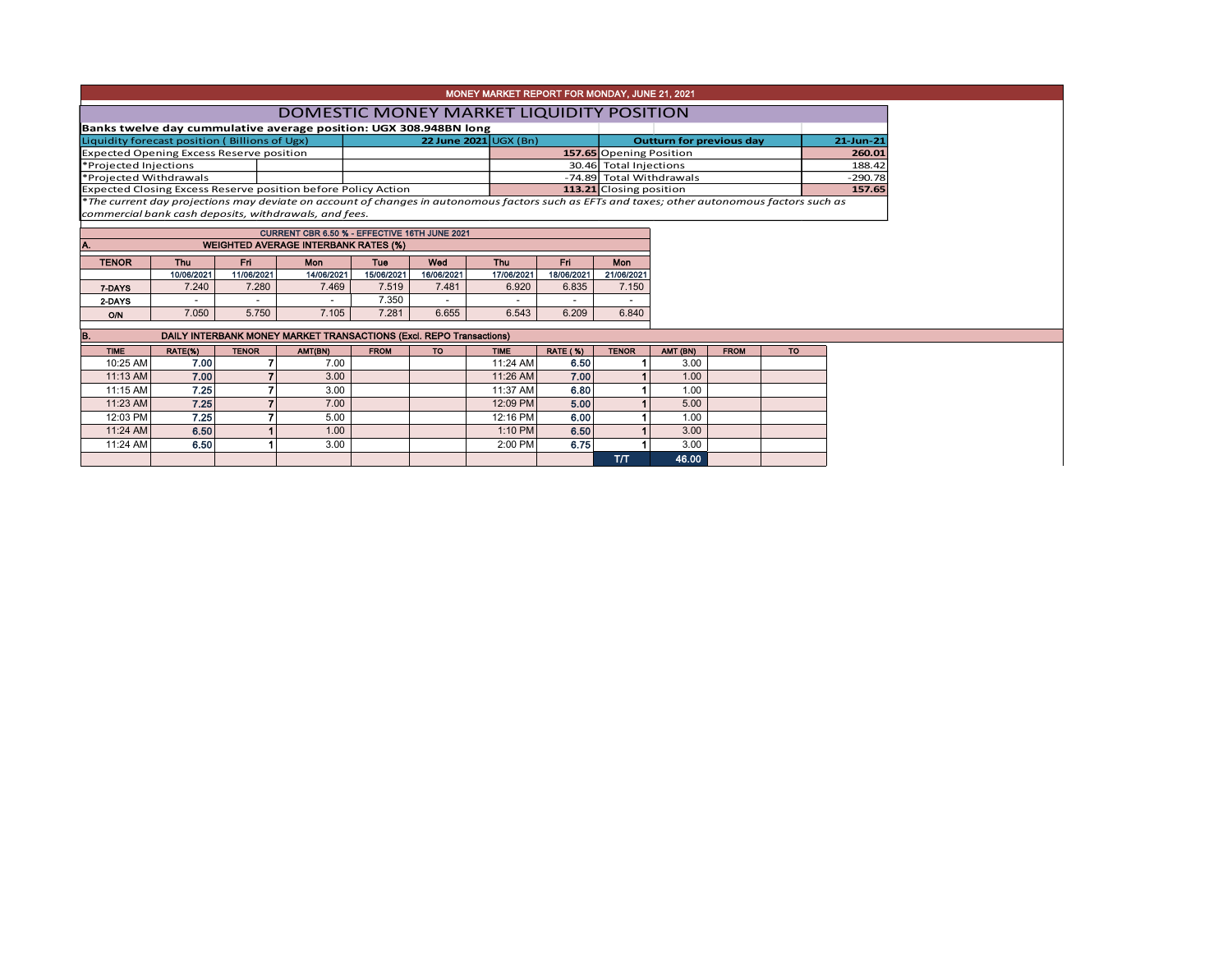# MONEY MARKET REPORT FOR MONDAY, JUNE 21, 2021

## DOMESTIC MONEY MARKET LIQUIDITY POSITION

**Banks twelve day cummulative average position: UGX 308.948BN long**

| Liquidity forecast position ( Billions of Ugx) | 22 June 2021 UGX (Bn) | Outturn for previous day | 21-Jun-21 |
|---|---|---|---|
| Expected Opening Excess Reserve position | 157.65 | Opening Position | 260.01 |
| *Projected Injections | 30.46 | Total Injections | 188.42 |
| *Projected Withdrawals | -74.89 | Total Withdrawals | -290.78 |
| Expected Closing Excess Reserve position before Policy Action | 113.21 | Closing position | 157.65 |

*The current day projections may deviate on account of changes in autonomous factors such as EFTs and taxes; other autonomous factors such as commercial bank cash deposits, withdrawals, and fees.*

**CURRENT CBR 6.50 % - EFFECTIVE 16TH JUNE 2021**

### A. WEIGHTED AVERAGE INTERBANK RATES (%)

| TENOR | Thu | Fri | Mon | Tue | Wed | Thu | Fri | Mon |
|---|---|---|---|---|---|---|---|---|
| | 10/06/2021 | 11/06/2021 | 14/06/2021 | 15/06/2021 | 16/06/2021 | 17/06/2021 | 18/06/2021 | 21/06/2021 |
| 7-DAYS | 7.240 | 7.280 | 7.469 | 7.519 | 7.481 | 6.920 | 6.835 | 7.150 |
| 2-DAYS | - | - | - | 7.350 | - | - | - | - |
| O/N | 7.050 | 5.750 | 7.105 | 7.281 | 6.655 | 6.543 | 6.209 | 6.840 |

### B. DAILY INTERBANK MONEY MARKET TRANSACTIONS (Excl. REPO Transactions)

| TIME | RATE(%) | TENOR | AMT(BN) | FROM | TO | TIME | RATE ( %) | TENOR | AMT (BN) | FROM | TO |
|---|---|---|---|---|---|---|---|---|---|---|---|
| 10:25 AM | 7.00 | 7 | 7.00 | | | 11:24 AM | 6.50 | 1 | 3.00 | | |
| 11:13 AM | 7.00 | 7 | 3.00 | | | 11:26 AM | 7.00 | 1 | 1.00 | | |
| 11:15 AM | 7.25 | 7 | 3.00 | | | 11:37 AM | 6.80 | 1 | 1.00 | | |
| 11:23 AM | 7.25 | 7 | 7.00 | | | 12:09 PM | 5.00 | 1 | 5.00 | | |
| 12:03 PM | 7.25 | 7 | 5.00 | | | 12:16 PM | 6.00 | 1 | 1.00 | | |
| 11:24 AM | 6.50 | 1 | 1.00 | | | 1:10 PM | 6.50 | 1 | 3.00 | | |
| 11:24 AM | 6.50 | 1 | 3.00 | | | 2:00 PM | 6.75 | 1 | 3.00 | | |
| | | | | | | | | T/T | 46.00 | | |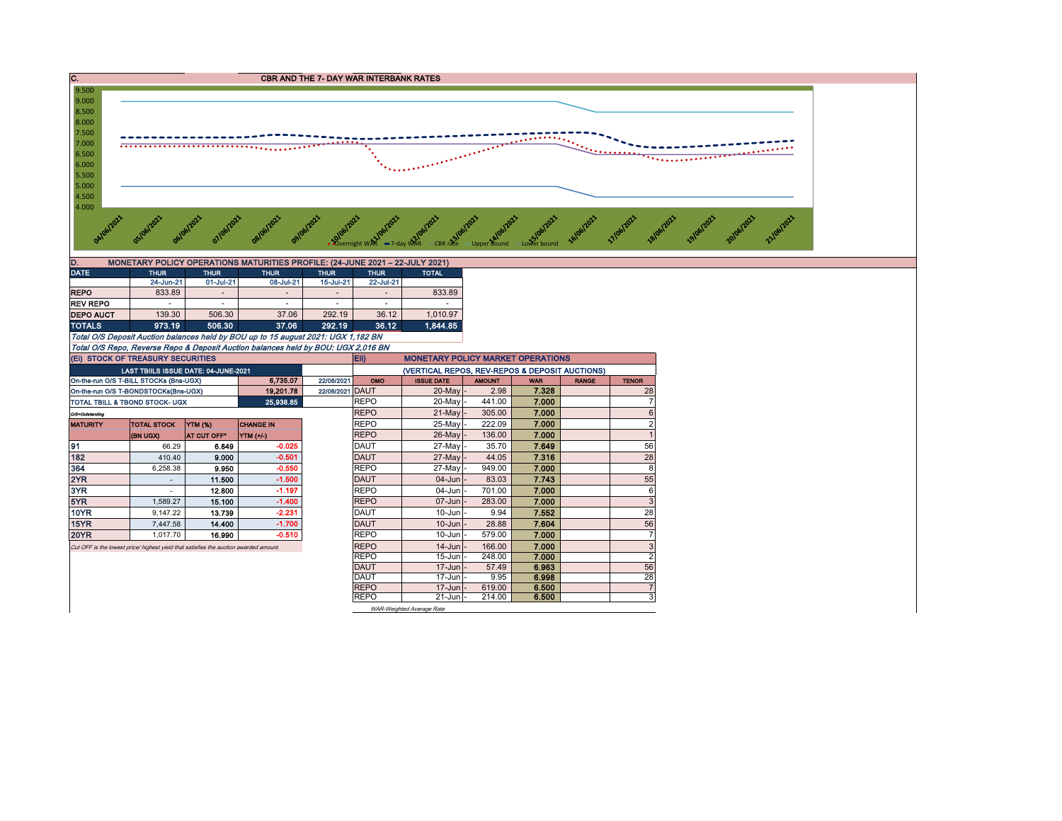## C. CBR AND THE 7- DAY WAR INTERBANK RATES

9.500
9.000
8.500
8.000
7.500
7.000
6.500
6.000
5.500
5.000
4.500
4.000

04/06/2021 05/06/2021 06/06/2021 07/06/2021 08/06/2021 09/06/2021 10/06/2021 11/06/2021 12/06/2021 13/06/2021 14/06/2021 15/06/2021 16/06/2021 17/06/2021 18/06/2021 19/06/2021 20/06/2021 21/06/2021

Overnight WAR — 7-day WAR — CBR rate — Upper bound — Lower bound

## D. MONETARY POLICY OPERATIONS MATURITIES PROFILE: (24-JUNE 2021 – 22-JULY 2021)

| DATE | THUR | THUR | THUR | THUR | THUR | TOTAL |
|---|---|---|---|---|---|---|
| | 24-Jun-21 | 01-Jul-21 | 08-Jul-21 | 15-Jul-21 | 22-Jul-21 | |
| REPO | 833.89 | - | - | - | - | 833.89 |
| REV REPO | - | - | - | - | - | - |
| DEPO AUCT | 139.30 | 506.30 | 37.06 | 292.19 | 36.12 | 1,010.97 |
| TOTALS | 973.19 | 506.30 | 37.06 | 292.19 | 36.12 | 1,844.85 |

*Total O/S Deposit Auction balances held by BOU up to 15 august 2021: UGX 1,182 BN*

*Total O/S Repo, Reverse Repo & Deposit Auction balances held by BOU: UGX 2,016 BN*

## (Ei) STOCK OF TREASURY SECURITIES

| LAST TBIILS ISSUE DATE: 04-JUNE-2021 | | |
|---|---|---|
| On-the-run O/S T-BILL STOCKs (Bns-UGX) | 6,735.07 | 22/06/2021 |
| On-the-run O/S T-BONDSTOCKs(Bns-UGX) | 19,201.78 | 22/06/2021 |
| TOTAL TBILL & TBOND STOCK- UGX | 25,936.85 | |

O/S=Outstanding

| MATURITY | TOTAL STOCK (BN UGX) | YTM (%) AT CUT OFF* | CHANGE IN YTM (+/-) |
|---|---|---|---|
| 91 | 66.29 | 6.849 | -0.025 |
| 182 | 410.40 | 9.000 | -0.501 |
| 364 | 6,258.38 | 9.950 | -0.550 |
| 2YR | - | 11.500 | -1.500 |
| 3YR | - | 12.800 | -1.197 |
| 5YR | 1,589.27 | 15.100 | -1.400 |
| 10YR | 9,147.22 | 13.739 | -2.231 |
| 15YR | 7,447.58 | 14.400 | -1.700 |
| 20YR | 1,017.70 | 16.990 | -0.510 |

*Cut OFF is the lowest price/ highest yield that satisfies the auction awarded amount.*

## Eii) MONETARY POLICY MARKET OPERATIONS

(VERTICAL REPOS, REV-REPOS & DEPOSIT AUCTIONS)

| OMO | ISSUE DATE | AMOUNT | WAR | RANGE | TENOR |
|---|---|---|---|---|---|
| DAUT | 20-May | 2.98 | 7.328 | | 28 |
| REPO | 20-May | 441.00 | 7.000 | | 7 |
| REPO | 21-May | 305.00 | 7.000 | | 6 |
| REPO | 25-May | 222.09 | 7.000 | | 2 |
| REPO | 26-May | 136.00 | 7.000 | | 1 |
| DAUT | 27-May | 35.70 | 7.649 | | 56 |
| DAUT | 27-May | 44.05 | 7.316 | | 28 |
| REPO | 27-May | 949.00 | 7.000 | | 8 |
| DAUT | 04-Jun | 83.03 | 7.743 | | 55 |
| REPO | 04-Jun | 701.00 | 7.000 | | 6 |
| REPO | 07-Jun | 283.00 | 7.000 | | 3 |
| DAUT | 10-Jun | 9.94 | 7.552 | | 28 |
| DAUT | 10-Jun | 28.88 | 7.604 | | 56 |
| REPO | 10-Jun | 579.00 | 7.000 | | 7 |
| REPO | 14-Jun | 166.00 | 7.000 | | 3 |
| REPO | 15-Jun | 248.00 | 7.000 | | 2 |
| DAUT | 17-Jun | 57.49 | 6.963 | | 56 |
| DAUT | 17-Jun | 9.95 | 6.998 | | 28 |
| REPO | 17-Jun | 619.00 | 6.500 | | 7 |
| REPO | 21-Jun | 214.00 | 6.500 | | 3 |

*WAR-Weighted Average Rate*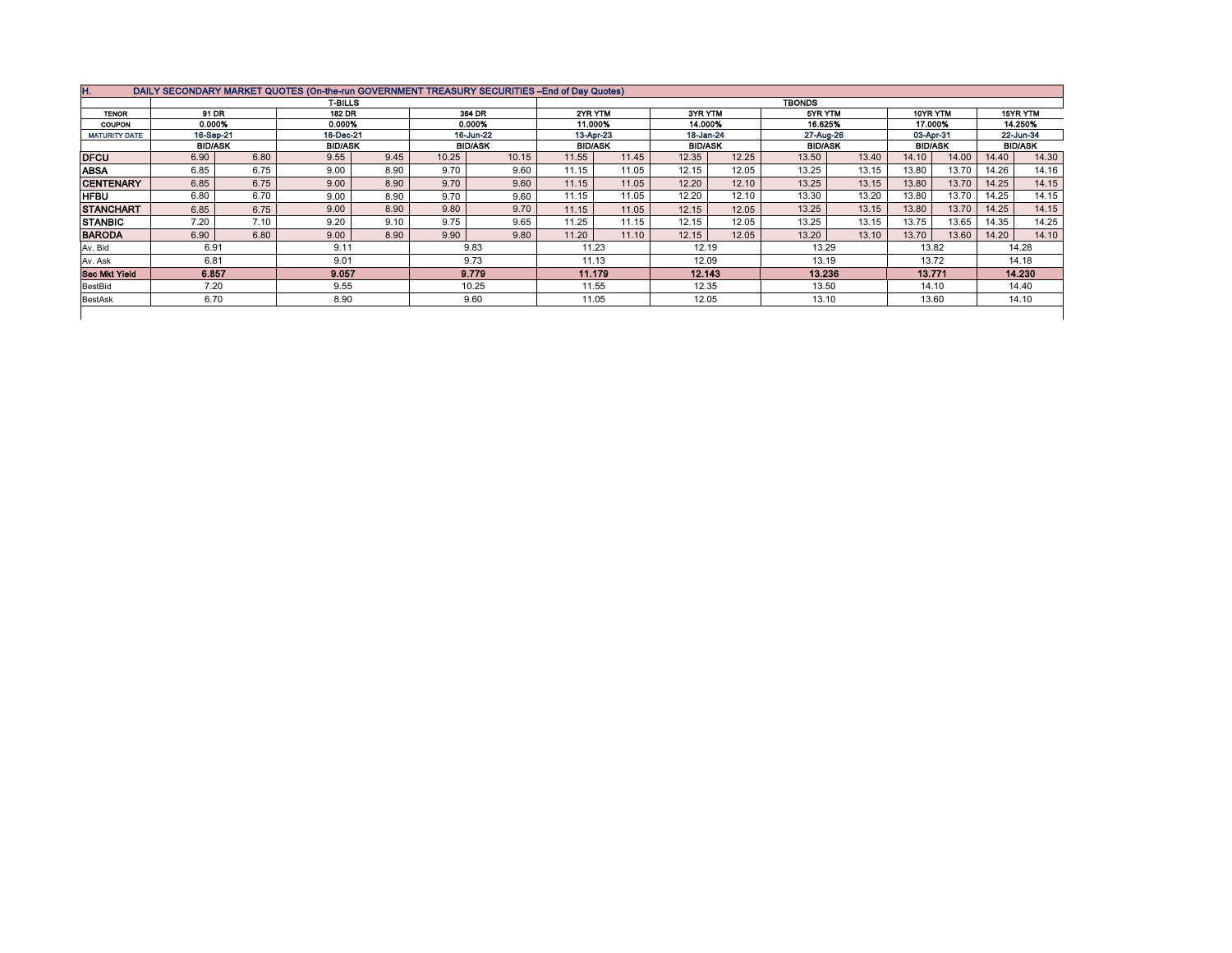| H. | DAILY SECONDARY MARKET QUOTES (On-the-run GOVERNMENT TREASURY SECURITIES –End of Day Quotes) | | | | | | | | | | | | | | | |
|---|---|---|---|---|---|---|---|---|---|---|---|---|---|---|---|---|
| | T-BILLS | | | | | | TBONDS | | | | | | | | | |
| TENOR | 91 DR | | 182 DR | | 364 DR | | 2YR YTM | | 3YR YTM | | 5YR YTM | | 10YR YTM | | 15YR YTM | |
| COUPON | 0.000% | | 0.000% | | 0.000% | | 11.000% | | 14.000% | | 16.625% | | 17.000% | | 14.250% | |
| MATURITY DATE | 16-Sep-21 | | 16-Dec-21 | | 16-Jun-22 | | 13-Apr-23 | | 18-Jan-24 | | 27-Aug-26 | | 03-Apr-31 | | 22-Jun-34 | |
| | BID/ASK | | BID/ASK | | BID/ASK | | BID/ASK | | BID/ASK | | BID/ASK | | BID/ASK | | BID/ASK | |
| DFCU | 6.90 | 6.80 | 9.55 | 9.45 | 10.25 | 10.15 | 11.55 | 11.45 | 12.35 | 12.25 | 13.50 | 13.40 | 14.10 | 14.00 | 14.40 | 14.30 |
| ABSA | 6.85 | 6.75 | 9.00 | 8.90 | 9.70 | 9.60 | 11.15 | 11.05 | 12.15 | 12.05 | 13.25 | 13.15 | 13.80 | 13.70 | 14.26 | 14.16 |
| CENTENARY | 6.85 | 6.75 | 9.00 | 8.90 | 9.70 | 9.60 | 11.15 | 11.05 | 12.20 | 12.10 | 13.25 | 13.15 | 13.80 | 13.70 | 14.25 | 14.15 |
| HFBU | 6.80 | 6.70 | 9.00 | 8.90 | 9.70 | 9.60 | 11.15 | 11.05 | 12.20 | 12.10 | 13.30 | 13.20 | 13.80 | 13.70 | 14.25 | 14.15 |
| STANCHART | 6.85 | 6.75 | 9.00 | 8.90 | 9.80 | 9.70 | 11.15 | 11.05 | 12.15 | 12.05 | 13.25 | 13.15 | 13.80 | 13.70 | 14.25 | 14.15 |
| STANBIC | 7.20 | 7.10 | 9.20 | 9.10 | 9.75 | 9.65 | 11.25 | 11.15 | 12.15 | 12.05 | 13.25 | 13.15 | 13.75 | 13.65 | 14.35 | 14.25 |
| BARODA | 6.90 | 6.80 | 9.00 | 8.90 | 9.90 | 9.80 | 11.20 | 11.10 | 12.15 | 12.05 | 13.20 | 13.10 | 13.70 | 13.60 | 14.20 | 14.10 |
| Av. Bid | 6.91 | | 9.11 | | 9.83 | | 11.23 | | 12.19 | | 13.29 | | 13.82 | | 14.28 | |
| Av. Ask | 6.81 | | 9.01 | | 9.73 | | 11.13 | | 12.09 | | 13.19 | | 13.72 | | 14.18 | |
| Sec Mkt Yield | 6.857 | | 9.057 | | 9.779 | | 11.179 | | 12.143 | | 13.236 | | 13.771 | | 14.230 | |
| BestBid | 7.20 | | 9.55 | | 10.25 | | 11.55 | | 12.35 | | 13.50 | | 14.10 | | 14.40 | |
| BestAsk | 6.70 | | 8.90 | | 9.60 | | 11.05 | | 12.05 | | 13.10 | | 13.60 | | 14.10 | |